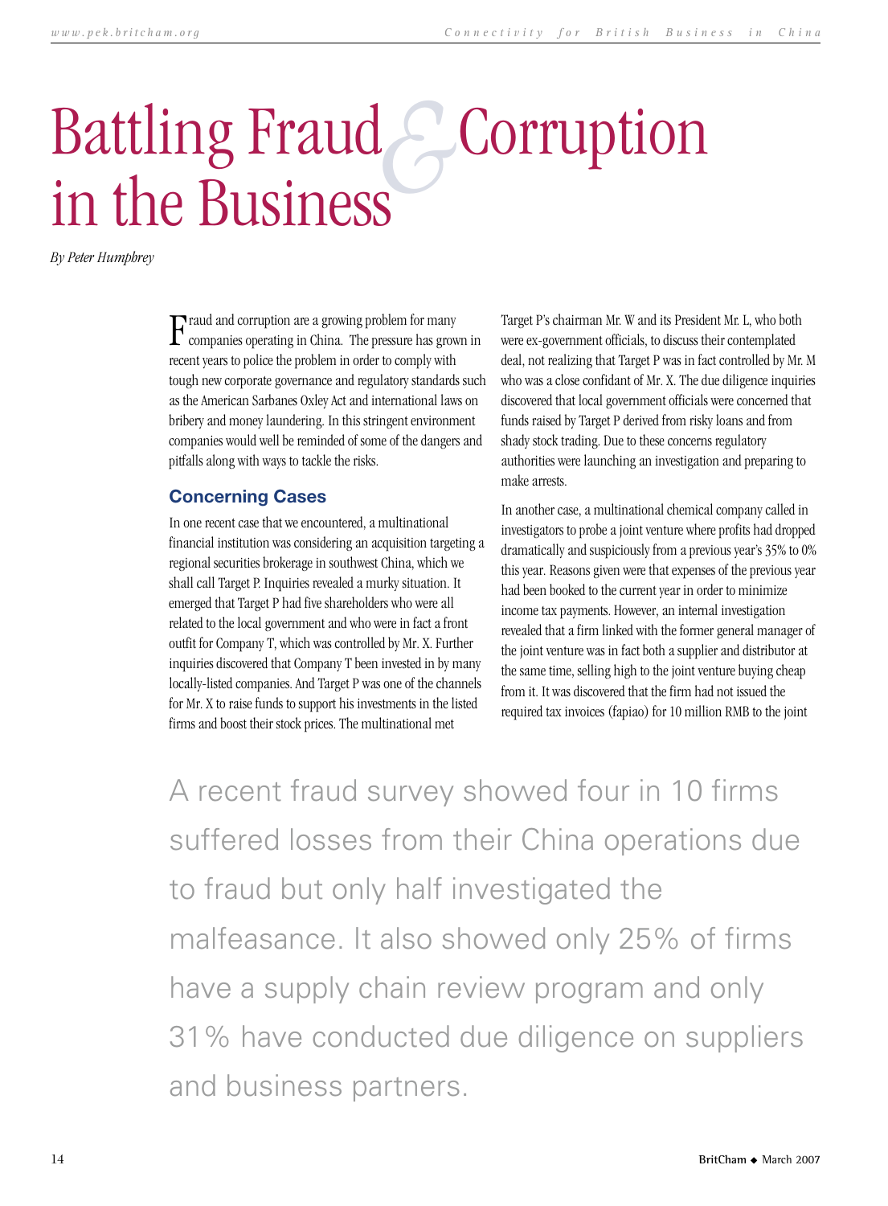# Battling Fraud & Corruption in the Business

*By Peter Humphrey*

Fraud and corruption are a growing problem for many companies operating in China. The pressure has grown in recent years to police the problem in order to comply with tough new corporate governance and regulatory standards such as the American Sarbanes Oxley Act and international laws on bribery and money laundering. In this stringent environment companies would well be reminded of some of the dangers and pitfalls along with ways to tackle the risks.

## Concerning Cases

In one recent case that we encountered, a multinational financial institution was considering an acquisition targeting a regional securities brokerage in southwest China, which we shall call Target P. Inquiries revealed a murky situation. It emerged that Target P had five shareholders who were all related to the local government and who were in fact a front outfit for Company T, which was controlled by Mr. X. Further inquiries discovered that Company T been invested in by many locally-listed companies. And Target P was one of the channels for Mr. X to raise funds to support his investments in the listed firms and boost their stock prices. The multinational met Target P's chairman Mr. W and its President Mr. L, who both were ex-government officials, to discuss their contemplated deal, not realizing that Target P was in fact controlled by Mr. M who was a close confidant of Mr. X. The due diligence inquiries discovered that local government officials were concerned that funds raised by Target P derived from risky loans and from shady stock trading. Due to these concerns regulatory authorities were launching an investigation and preparing to make arrests.

In another case, a multinational chemical company called in investigators to probe a joint venture where profits had dropped dramatically and suspiciously from a previous year's 35% to 0% this year. Reasons given were that expenses of the previous year had been booked to the current year in order to minimize income tax payments. However, an internal investigation revealed that a firm linked with the former general manager of the joint venture was in fact both a supplier and distributor at the same time, selling high to the joint venture buying cheap from it. It was discovered that the firm had not issued the required tax invoices (fapiao) for 10 million RMB to the joint

> A recent fraud survey showed four in 10 firms suffered losses from their China operations due to fraud but only half investigated the malfeasance. It also showed only 25% of firms have a supply chain review program and only 31% have conducted due diligence on suppliers and business partners.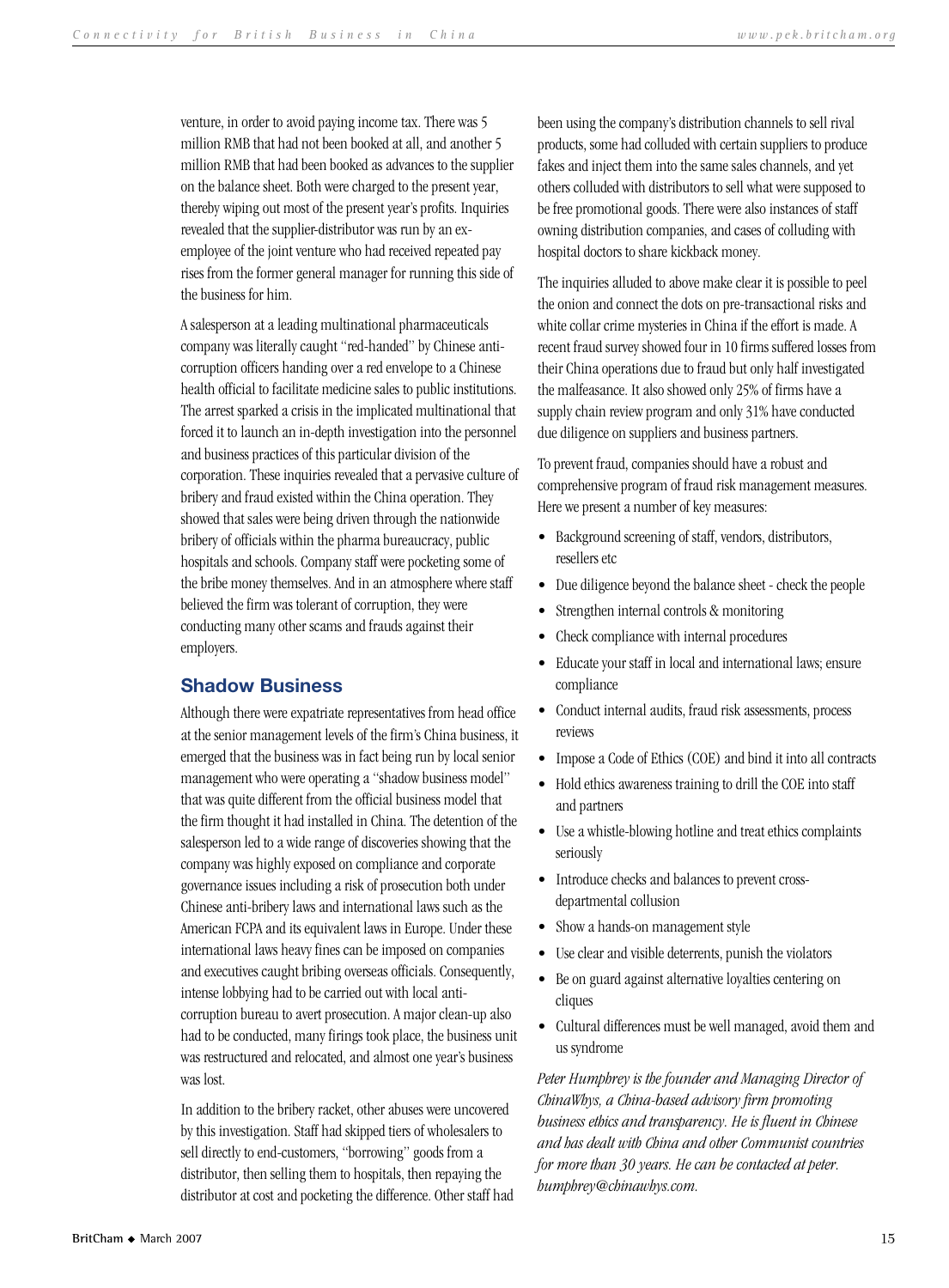venture, in order to avoid paying income tax. There was 5 million RMB that had not been booked at all, and another 5 million RMB that had been booked as advances to the supplier on the balance sheet. Both were charged to the present year, thereby wiping out most of the present year's profits. Inquiries revealed that the supplier-distributor was run by an ex-employee of the joint venture who had received repeated pay rises from the former general manager for running this side of the business for him.

A salesperson at a leading multinational pharmaceuticals company was literally caught "red-handed" by Chinese anti-corruption officers handing over a red envelope to a Chinese health official to facilitate medicine sales to public institutions. The arrest sparked a crisis in the implicated multinational that forced it to launch an in-depth investigation into the personnel and business practices of this particular division of the corporation. These inquiries revealed that a pervasive culture of bribery and fraud existed within the China operation. They showed that sales were being driven through the nationwide bribery of officials within the pharma bureaucracy, public hospitals and schools. Company staff were pocketing some of the bribe money themselves. And in an atmosphere where staff believed the firm was tolerant of corruption, they were conducting many other scams and frauds against their employers.

## Shadow Business

Although there were expatriate representatives from head office at the senior management levels of the firm's China business, it emerged that the business was in fact being run by local senior management who were operating a "shadow business model" that was quite different from the official business model that the firm thought it had installed in China. The detention of the salesperson led to a wide range of discoveries showing that the company was highly exposed on compliance and corporate governance issues including a risk of prosecution both under Chinese anti-bribery laws and international laws such as the American FCPA and its equivalent laws in Europe. Under these international laws heavy fines can be imposed on companies and executives caught bribing overseas officials. Consequently, intense lobbying had to be carried out with local anti-corruption bureau to avert prosecution. A major clean-up also had to be conducted, many firings took place, the business unit was restructured and relocated, and almost one year's business was lost.

In addition to the bribery racket, other abuses were uncovered by this investigation. Staff had skipped tiers of wholesalers to sell directly to end-customers, "borrowing" goods from a distributor, then selling them to hospitals, then repaying the distributor at cost and pocketing the difference. Other staff had been using the company's distribution channels to sell rival products, some had colluded with certain suppliers to produce fakes and inject them into the same sales channels, and yet others colluded with distributors to sell what were supposed to be free promotional goods. There were also instances of staff owning distribution companies, and cases of colluding with hospital doctors to share kickback money.

The inquiries alluded to above make clear it is possible to peel the onion and connect the dots on pre-transactional risks and white collar crime mysteries in China if the effort is made. A recent fraud survey showed four in 10 firms suffered losses from their China operations due to fraud but only half investigated the malfeasance. It also showed only 25% of firms have a supply chain review program and only 31% have conducted due diligence on suppliers and business partners.

To prevent fraud, companies should have a robust and comprehensive program of fraud risk management measures. Here we present a number of key measures:

- Background screening of staff, vendors, distributors, resellers etc
- Due diligence beyond the balance sheet - check the people
- Strengthen internal controls & monitoring
- Check compliance with internal procedures
- Educate your staff in local and international laws; ensure compliance
- Conduct internal audits, fraud risk assessments, process reviews
- Impose a Code of Ethics (COE) and bind it into all contracts
- Hold ethics awareness training to drill the COE into staff and partners
- Use a whistle-blowing hotline and treat ethics complaints seriously
- Introduce checks and balances to prevent cross-departmental collusion
- Show a hands-on management style
- Use clear and visible deterrents, punish the violators
- Be on guard against alternative loyalties centering on cliques
- Cultural differences must be well managed, avoid them and us syndrome

*Peter Humphrey is the founder and Managing Director of ChinaWhys, a China-based advisory firm promoting business ethics and transparency. He is fluent in Chinese and has dealt with China and other Communist countries for more than 30 years. He can be contacted at peter.humphrey@chinawhys.com.*